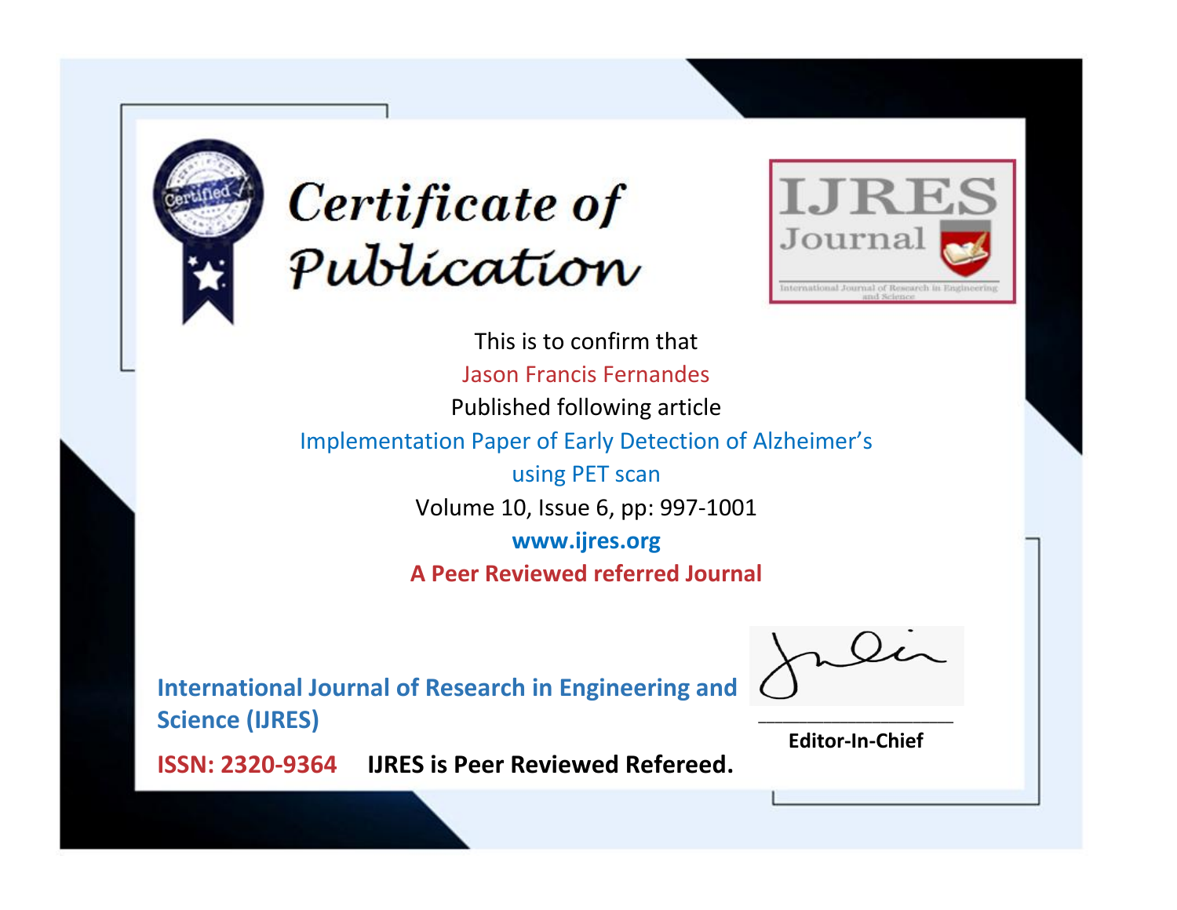# Certificate of Publication

**IJRES Journal**

International Journal of Research in Engineering and Science

This is to confirm that

Jason Francis Fernandes

Published following article

Implementation Paper of Early Detection of Alzheimer's using PET scan

Volume 10, Issue 6, pp: 997-1001

**www.ijres.org**

**A Peer Reviewed referred Journal**

**International Journal of Research in Engineering and Science (IJRES)**

**ISSN: 2320-9364** **IJRES is Peer Reviewed Refereed.**

**Editor-In-Chief**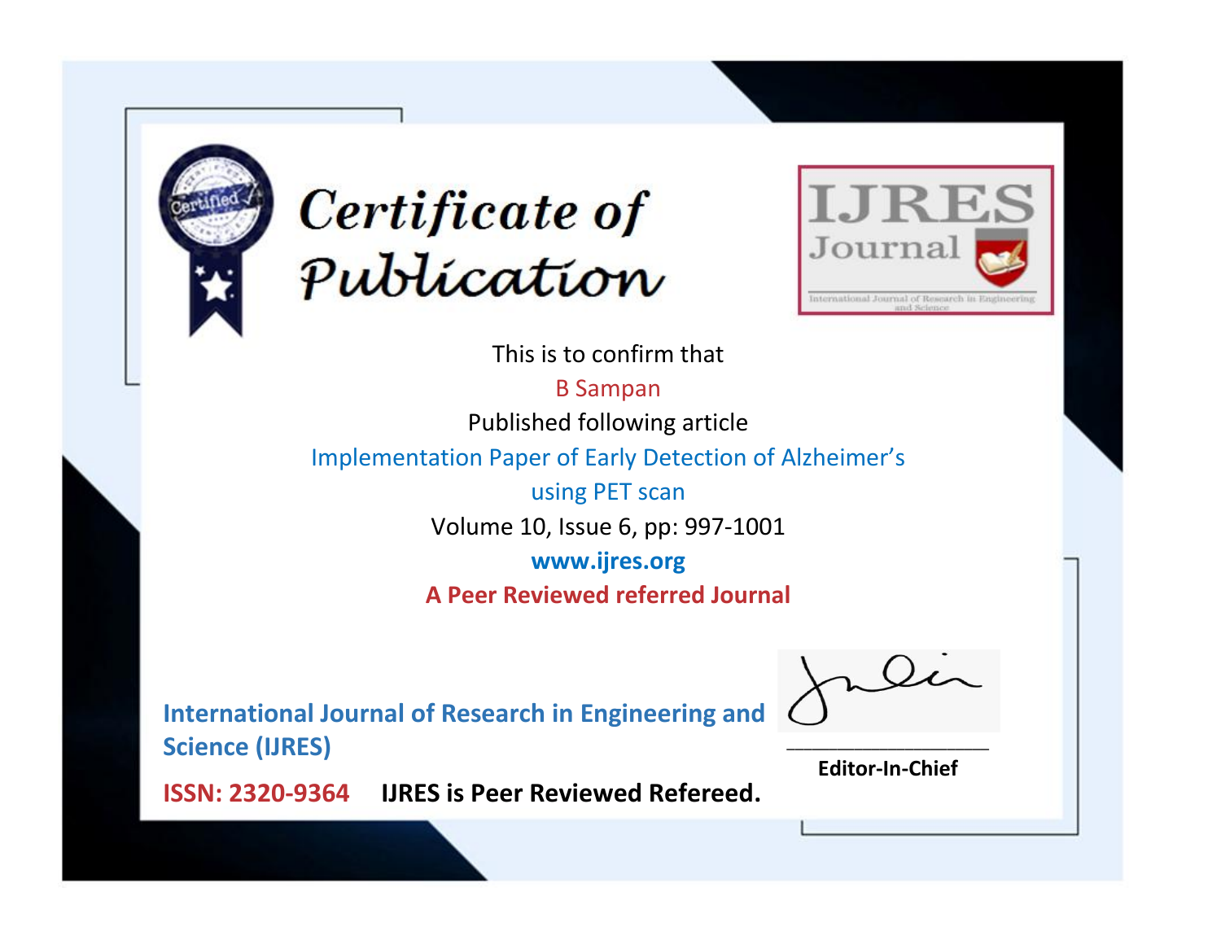# Certificate of Publication

**IJRES Journal**

International Journal of Research in Engineering and Science

This is to confirm that

B Sampan

Published following article

Implementation Paper of Early Detection of Alzheimer's using PET scan

Volume 10, Issue 6, pp: 997-1001

**www.ijres.org**

**A Peer Reviewed referred Journal**

**International Journal of Research in Engineering and Science (IJRES)**

**ISSN: 2320-9364** **IJRES is Peer Reviewed Refereed.**

**Editor-In-Chief**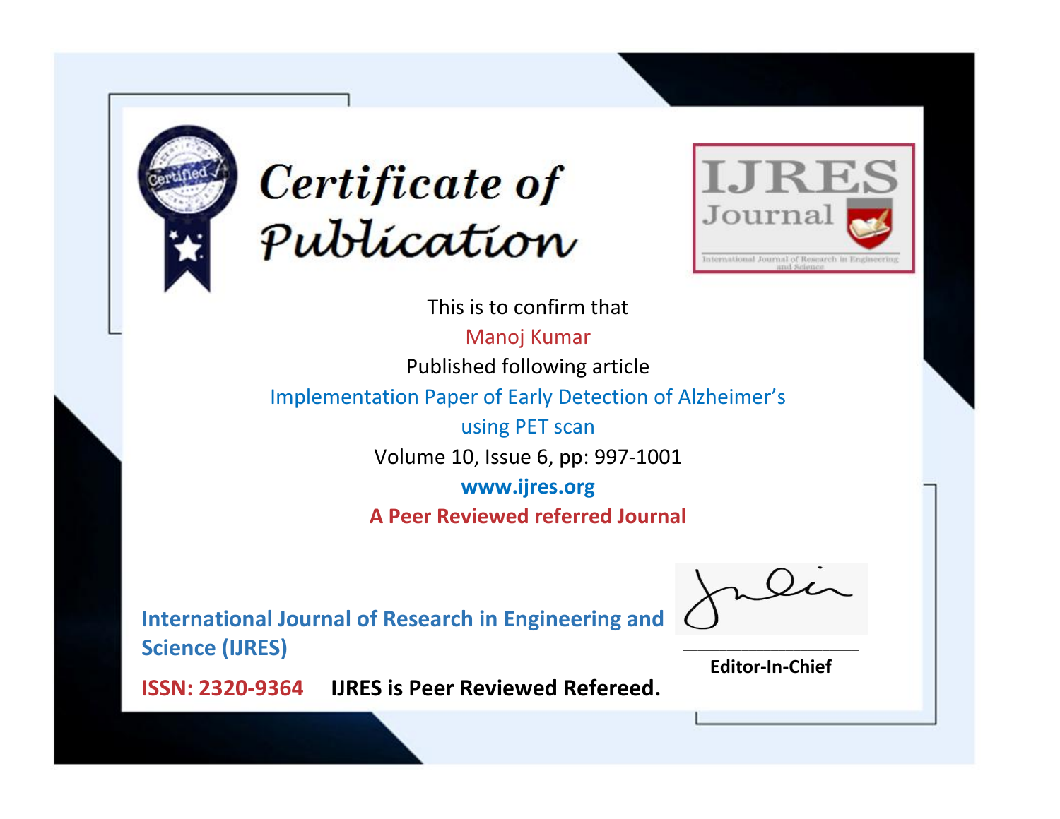# Certificate of Publication

**IJRES Journal**

International Journal of Research in Engineering and Science

This is to confirm that

Manoj Kumar

Published following article

Implementation Paper of Early Detection of Alzheimer's using PET scan

Volume 10, Issue 6, pp: 997-1001

**www.ijres.org**

**A Peer Reviewed referred Journal**

**International Journal of Research in Engineering and Science (IJRES)**

**ISSN: 2320-9364** **IJRES is Peer Reviewed Refereed.**

**Editor-In-Chief**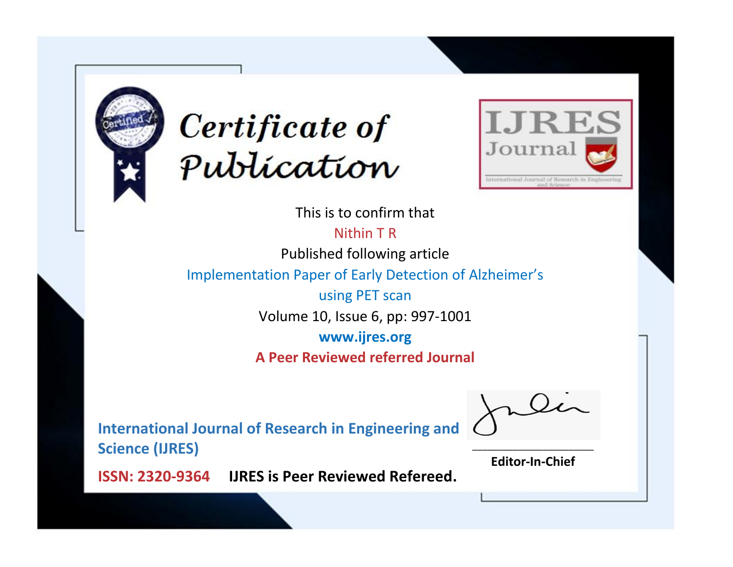# Certificate of Publication

IJRES Journal

International Journal of Research in Engineering and Science

This is to confirm that

Nithin T R

Published following article

Implementation Paper of Early Detection of Alzheimer's using PET scan

Volume 10, Issue 6, pp: 997-1001

**www.ijres.org**

**A Peer Reviewed referred Journal**

**International Journal of Research in Engineering and Science (IJRES)**

**ISSN: 2320-9364** **IJRES is Peer Reviewed Refereed.**

**Editor-In-Chief**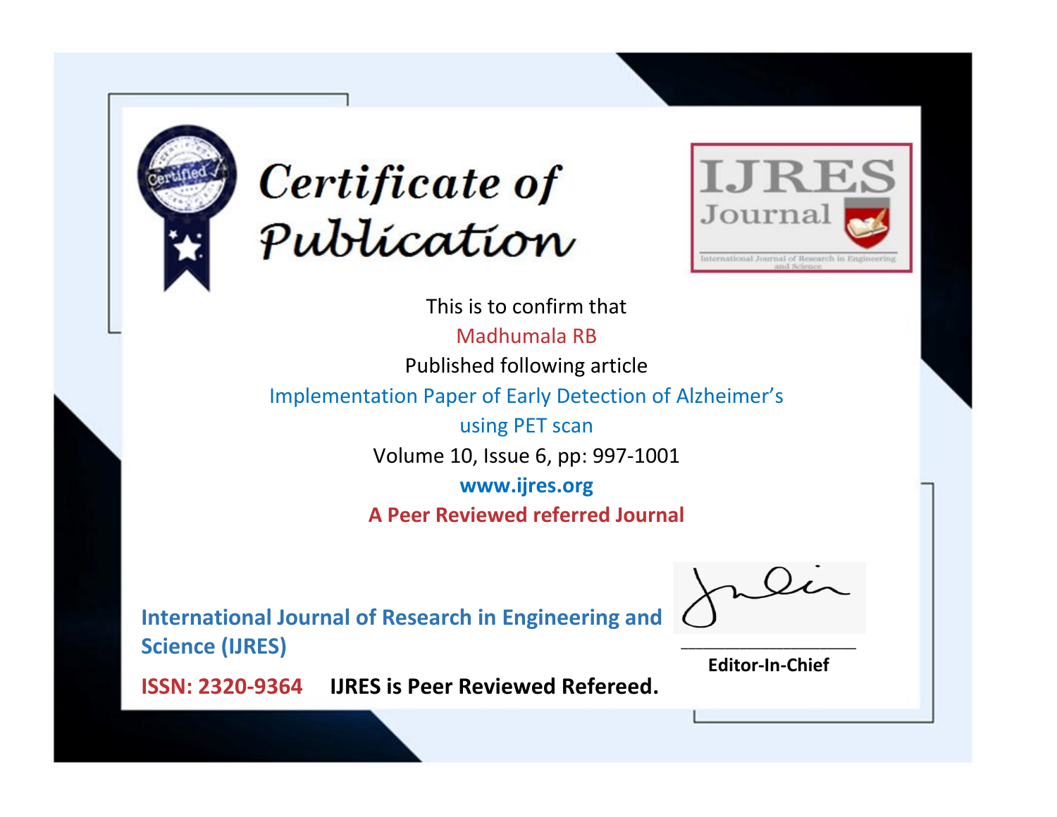# Certificate of Publication

IJRES Journal

International Journal of Research in Engineering and Science

This is to confirm that

Madhumala RB

Published following article

Implementation Paper of Early Detection of Alzheimer's using PET scan

Volume 10, Issue 6, pp: 997-1001

**www.ijres.org**

**A Peer Reviewed referred Journal**

**International Journal of Research in Engineering and Science (IJRES)**

**ISSN: 2320-9364** **IJRES is Peer Reviewed Refereed.**

**Editor-In-Chief**